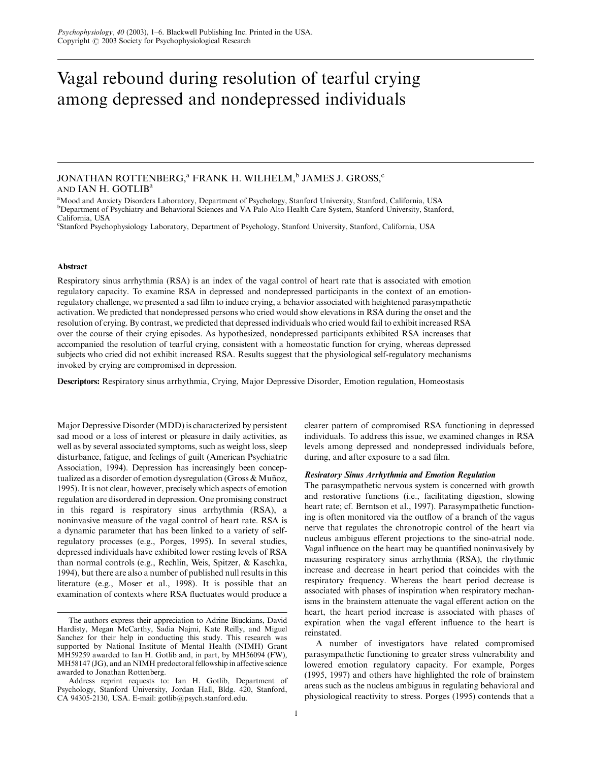# Vagal rebound during resolution of tearful crying among depressed and nondepressed individuals

JONATHAN ROTTENBERG,[a] FRANK H. WILHELM,[b] JAMES J. GROSS,[c] AND IAN H. GOTLIB[a]

[a]Mood and Anxiety Disorders Laboratory, Department of Psychology, Stanford University, Stanford, California, USA
[b]Department of Psychiatry and Behavioral Sciences and VA Palo Alto Health Care System, Stanford University, Stanford, California, USA
[c]Stanford Psychophysiology Laboratory, Department of Psychology, Stanford University, Stanford, California, USA

## Abstract

Respiratory sinus arrhythmia (RSA) is an index of the vagal control of heart rate that is associated with emotion regulatory capacity. To examine RSA in depressed and nondepressed participants in the context of an emotion-regulatory challenge, we presented a sad film to induce crying, a behavior associated with heightened parasympathetic activation. We predicted that nondepressed persons who cried would show elevations in RSA during the onset and the resolution of crying. By contrast, we predicted that depressed individuals who cried would fail to exhibit increased RSA over the course of their crying episodes. As hypothesized, nondepressed participants exhibited RSA increases that accompanied the resolution of tearful crying, consistent with a homeostatic function for crying, whereas depressed subjects who cried did not exhibit increased RSA. Results suggest that the physiological self-regulatory mechanisms invoked by crying are compromised in depression.

**Descriptors:** Respiratory sinus arrhythmia, Crying, Major Depressive Disorder, Emotion regulation, Homeostasis

Major Depressive Disorder (MDD) is characterized by persistent sad mood or a loss of interest or pleasure in daily activities, as well as by several associated symptoms, such as weight loss, sleep disturbance, fatigue, and feelings of guilt (American Psychiatric Association, 1994). Depression has increasingly been conceptualized as a disorder of emotion dysregulation (Gross & Muñoz, 1995). It is not clear, however, precisely which aspects of emotion regulation are disordered in depression. One promising construct in this regard is respiratory sinus arrhythmia (RSA), a noninvasive measure of the vagal control of heart rate. RSA is a dynamic parameter that has been linked to a variety of self-regulatory processes (e.g., Porges, 1995). In several studies, depressed individuals have exhibited lower resting levels of RSA than normal controls (e.g., Rechlin, Weis, Spitzer, & Kaschka, 1994), but there are also a number of published null results in this literature (e.g., Moser et al., 1998). It is possible that an examination of contexts where RSA fluctuates would produce a clearer pattern of compromised RSA functioning in depressed individuals. To address this issue, we examined changes in RSA levels among depressed and nondepressed individuals before, during, and after exposure to a sad film.

### *Resiratory Sinus Arrhythmia and Emotion Regulation*

The parasympathetic nervous system is concerned with growth and restorative functions (i.e., facilitating digestion, slowing heart rate; cf. Berntson et al., 1997). Parasympathetic functioning is often monitored via the outflow of a branch of the vagus nerve that regulates the chronotropic control of the heart via nucleus ambiguus efferent projections to the sino-atrial node. Vagal influence on the heart may be quantified noninvasively by measuring respiratory sinus arrhythmia (RSA), the rhythmic increase and decrease in heart period that coincides with the respiratory frequency. Whereas the heart period decrease is associated with phases of inspiration when respiratory mechanisms in the brainstem attenuate the vagal efferent action on the heart, the heart period increase is associated with phases of expiration when the vagal efferent influence to the heart is reinstated.

A number of investigators have related compromised parasympathetic functioning to greater stress vulnerability and lowered emotion regulatory capacity. For example, Porges (1995, 1997) and others have highlighted the role of brainstem areas such as the nucleus ambiguus in regulating behavioral and physiological reactivity to stress. Porges (1995) contends that a

---

The authors express their appreciation to Adrine Biuckians, David Hardisty, Megan McCarthy, Sadia Najmi, Kate Reilly, and Miguel Sanchez for their help in conducting this study. This research was supported by National Institute of Mental Health (NIMH) Grant MH59259 awarded to Ian H. Gotlib and, in part, by MH56094 (FW), MH58147 (JG), and an NIMH predoctoral fellowship in affective science awarded to Jonathan Rottenberg.

Address reprint requests to: Ian H. Gotlib, Department of Psychology, Stanford University, Jordan Hall, Bldg. 420, Stanford, CA 94305-2130, USA. E-mail: gotlib@psych.stanford.edu.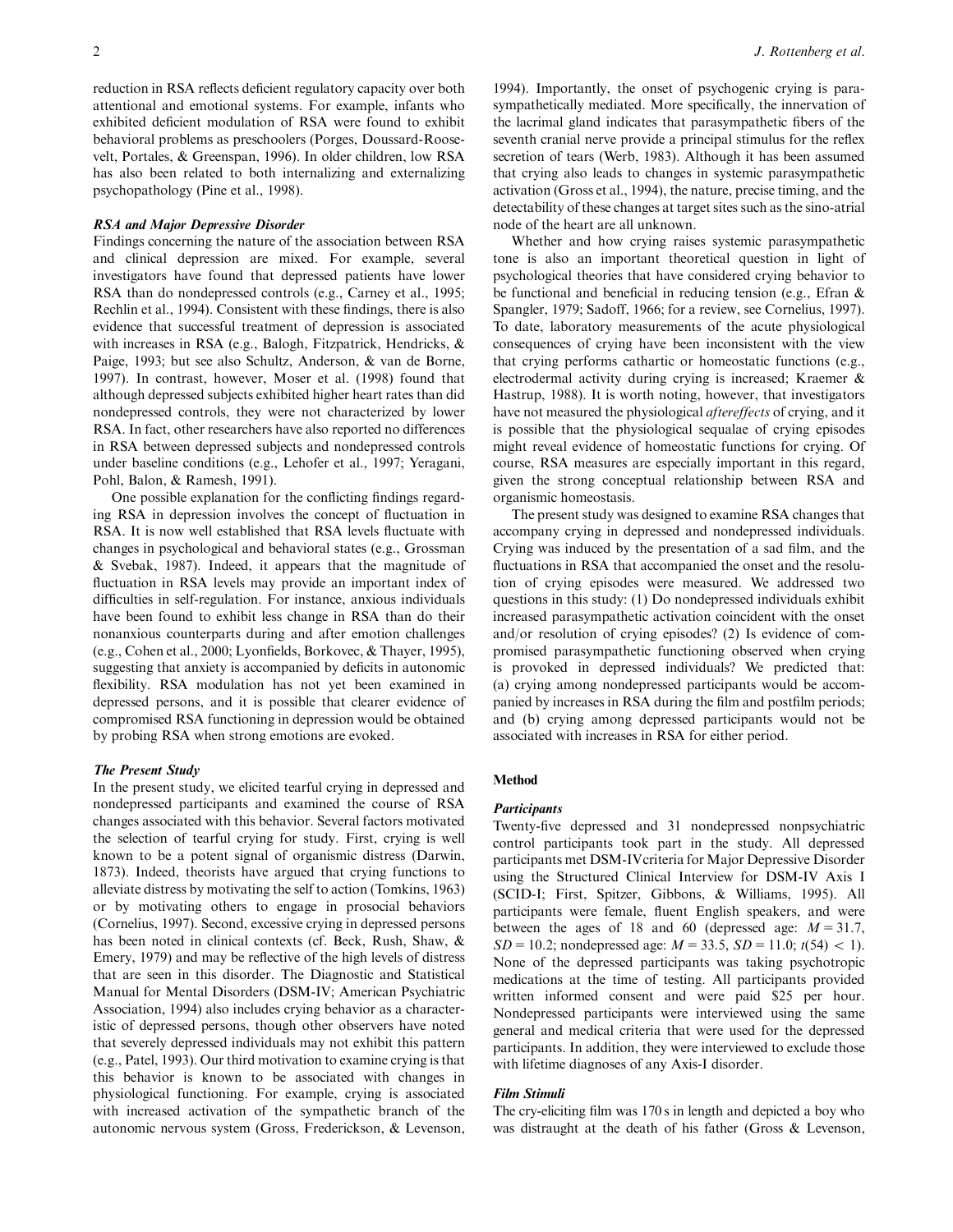reduction in RSA reflects deficient regulatory capacity over both attentional and emotional systems. For example, infants who exhibited deficient modulation of RSA were found to exhibit behavioral problems as preschoolers (Porges, Doussard-Roosevelt, Portales, & Greenspan, 1996). In older children, low RSA has also been related to both internalizing and externalizing psychopathology (Pine et al., 1998).

### *RSA and Major Depressive Disorder*

Findings concerning the nature of the association between RSA and clinical depression are mixed. For example, several investigators have found that depressed patients have lower RSA than do nondepressed controls (e.g., Carney et al., 1995; Rechlin et al., 1994). Consistent with these findings, there is also evidence that successful treatment of depression is associated with increases in RSA (e.g., Balogh, Fitzpatrick, Hendricks, & Paige, 1993; but see also Schultz, Anderson, & van de Borne, 1997). In contrast, however, Moser et al. (1998) found that although depressed subjects exhibited higher heart rates than did nondepressed controls, they were not characterized by lower RSA. In fact, other researchers have also reported no differences in RSA between depressed subjects and nondepressed controls under baseline conditions (e.g., Lehofer et al., 1997; Yeragani, Pohl, Balon, & Ramesh, 1991).

One possible explanation for the conflicting findings regarding RSA in depression involves the concept of fluctuation in RSA. It is now well established that RSA levels fluctuate with changes in psychological and behavioral states (e.g., Grossman & Svebak, 1987). Indeed, it appears that the magnitude of fluctuation in RSA levels may provide an important index of difficulties in self-regulation. For instance, anxious individuals have been found to exhibit less change in RSA than do their nonanxious counterparts during and after emotion challenges (e.g., Cohen et al., 2000; Lyonfields, Borkovec, & Thayer, 1995), suggesting that anxiety is accompanied by deficits in autonomic flexibility. RSA modulation has not yet been examined in depressed persons, and it is possible that clearer evidence of compromised RSA functioning in depression would be obtained by probing RSA when strong emotions are evoked.

### *The Present Study*

In the present study, we elicited tearful crying in depressed and nondepressed participants and examined the course of RSA changes associated with this behavior. Several factors motivated the selection of tearful crying for study. First, crying is well known to be a potent signal of organismic distress (Darwin, 1873). Indeed, theorists have argued that crying functions to alleviate distress by motivating the self to action (Tomkins, 1963) or by motivating others to engage in prosocial behaviors (Cornelius, 1997). Second, excessive crying in depressed persons has been noted in clinical contexts (cf. Beck, Rush, Shaw, & Emery, 1979) and may be reflective of the high levels of distress that are seen in this disorder. The Diagnostic and Statistical Manual for Mental Disorders (DSM-IV; American Psychiatric Association, 1994) also includes crying behavior as a characteristic of depressed persons, though other observers have noted that severely depressed individuals may not exhibit this pattern (e.g., Patel, 1993). Our third motivation to examine crying is that this behavior is known to be associated with changes in physiological functioning. For example, crying is associated with increased activation of the sympathetic branch of the autonomic nervous system (Gross, Frederickson, & Levenson, 1994). Importantly, the onset of psychogenic crying is parasympathetically mediated. More specifically, the innervation of the lacrimal gland indicates that parasympathetic fibers of the seventh cranial nerve provide a principal stimulus for the reflex secretion of tears (Werb, 1983). Although it has been assumed that crying also leads to changes in systemic parasympathetic activation (Gross et al., 1994), the nature, precise timing, and the detectability of these changes at target sites such as the sino-atrial node of the heart are all unknown.

Whether and how crying raises systemic parasympathetic tone is also an important theoretical question in light of psychological theories that have considered crying behavior to be functional and beneficial in reducing tension (e.g., Efran & Spangler, 1979; Sadoff, 1966; for a review, see Cornelius, 1997). To date, laboratory measurements of the acute physiological consequences of crying have been inconsistent with the view that crying performs cathartic or homeostatic functions (e.g., electrodermal activity during crying is increased; Kraemer & Hastrup, 1988). It is worth noting, however, that investigators have not measured the physiological *aftereffects* of crying, and it is possible that the physiological sequalae of crying episodes might reveal evidence of homeostatic functions for crying. Of course, RSA measures are especially important in this regard, given the strong conceptual relationship between RSA and organismic homeostasis.

The present study was designed to examine RSA changes that accompany crying in depressed and nondepressed individuals. Crying was induced by the presentation of a sad film, and the fluctuations in RSA that accompanied the onset and the resolution of crying episodes were measured. We addressed two questions in this study: (1) Do nondepressed individuals exhibit increased parasympathetic activation coincident with the onset and/or resolution of crying episodes? (2) Is evidence of compromised parasympathetic functioning observed when crying is provoked in depressed individuals? We predicted that: (a) crying among nondepressed participants would be accompanied by increases in RSA during the film and postfilm periods; and (b) crying among depressed participants would not be associated with increases in RSA for either period.

## Method

### *Participants*

Twenty-five depressed and 31 nondepressed nonpsychiatric control participants took part in the study. All depressed participants met DSM-IVcriteria for Major Depressive Disorder using the Structured Clinical Interview for DSM-IV Axis I (SCID-I; First, Spitzer, Gibbons, & Williams, 1995). All participants were female, fluent English speakers, and were between the ages of 18 and 60 (depressed age: $M = 31.7$, $SD = 10.2$; nondepressed age: $M = 33.5$, $SD = 11.0$; $t(54) < 1$). None of the depressed participants was taking psychotropic medications at the time of testing. All participants provided written informed consent and were paid \$25 per hour. Nondepressed participants were interviewed using the same general and medical criteria that were used for the depressed participants. In addition, they were interviewed to exclude those with lifetime diagnoses of any Axis-I disorder.

### *Film Stimuli*

The cry-eliciting film was 170 s in length and depicted a boy who was distraught at the death of his father (Gross & Levenson,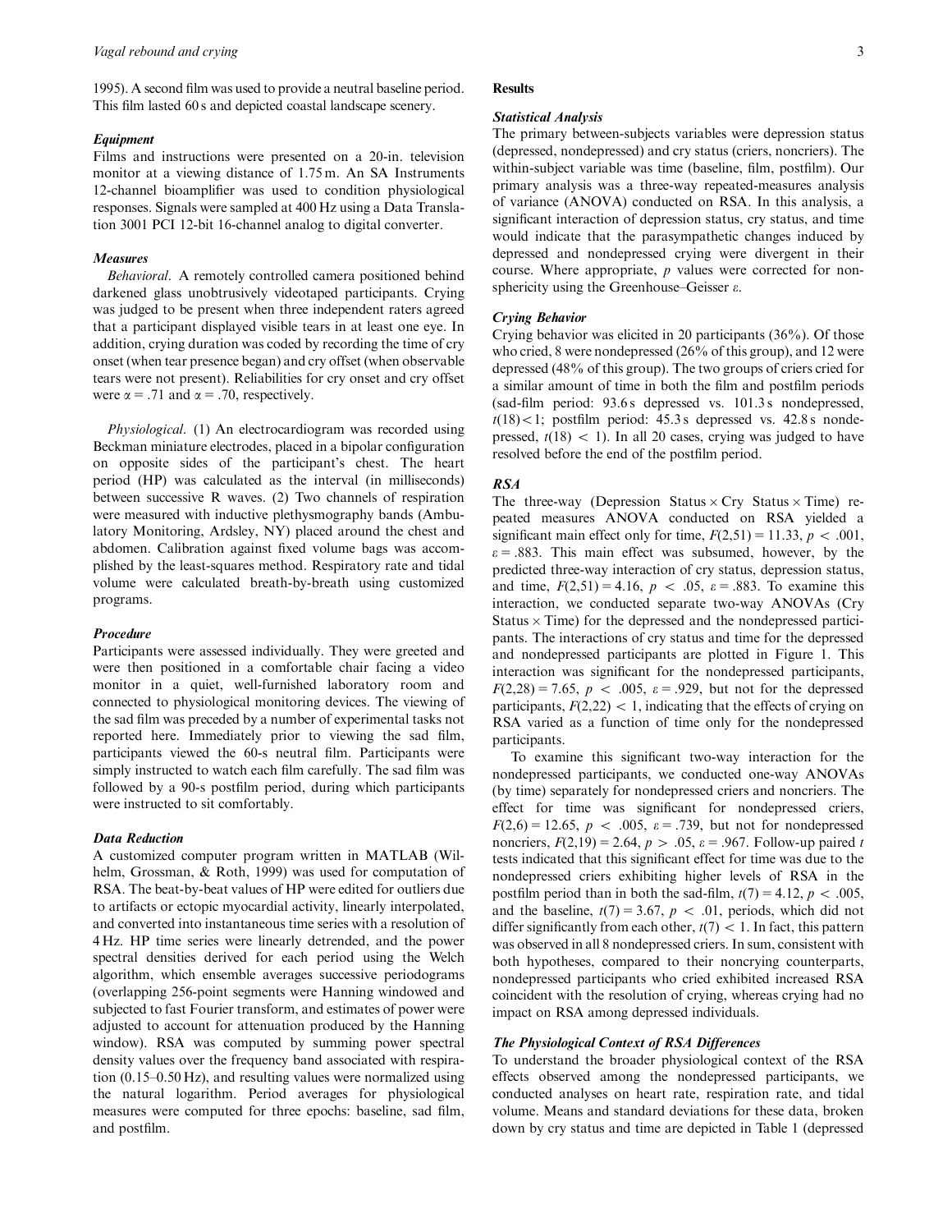1995). A second film was used to provide a neutral baseline period. This film lasted 60 s and depicted coastal landscape scenery.

### Equipment

Films and instructions were presented on a 20-in. television monitor at a viewing distance of 1.75 m. An SA Instruments 12-channel bioamplifier was used to condition physiological responses. Signals were sampled at 400 Hz using a Data Translation 3001 PCI 12-bit 16-channel analog to digital converter.

### Measures

*Behavioral.* A remotely controlled camera positioned behind darkened glass unobtrusively videotaped participants. Crying was judged to be present when three independent raters agreed that a participant displayed visible tears in at least one eye. In addition, crying duration was coded by recording the time of cry onset (when tear presence began) and cry offset (when observable tears were not present). Reliabilities for cry onset and cry offset were $\alpha = .71$ and $\alpha = .70$, respectively.

*Physiological.* (1) An electrocardiogram was recorded using Beckman miniature electrodes, placed in a bipolar configuration on opposite sides of the participant's chest. The heart period (HP) was calculated as the interval (in milliseconds) between successive R waves. (2) Two channels of respiration were measured with inductive plethysmography bands (Ambulatory Monitoring, Ardsley, NY) placed around the chest and abdomen. Calibration against fixed volume bags was accomplished by the least-squares method. Respiratory rate and tidal volume were calculated breath-by-breath using customized programs.

### Procedure

Participants were assessed individually. They were greeted and were then positioned in a comfortable chair facing a video monitor in a quiet, well-furnished laboratory room and connected to physiological monitoring devices. The viewing of the sad film was preceded by a number of experimental tasks not reported here. Immediately prior to viewing the sad film, participants viewed the 60-s neutral film. Participants were simply instructed to watch each film carefully. The sad film was followed by a 90-s postfilm period, during which participants were instructed to sit comfortably.

### Data Reduction

A customized computer program written in MATLAB (Wilhelm, Grossman, & Roth, 1999) was used for computation of RSA. The beat-by-beat values of HP were edited for outliers due to artifacts or ectopic myocardial activity, linearly interpolated, and converted into instantaneous time series with a resolution of 4 Hz. HP time series were linearly detrended, and the power spectral densities derived for each period using the Welch algorithm, which ensemble averages successive periodograms (overlapping 256-point segments were Hanning windowed and subjected to fast Fourier transform, and estimates of power were adjusted to account for attenuation produced by the Hanning window). RSA was computed by summing power spectral density values over the frequency band associated with respiration (0.15–0.50 Hz), and resulting values were normalized using the natural logarithm. Period averages for physiological measures were computed for three epochs: baseline, sad film, and postfilm.

## Results

### Statistical Analysis

The primary between-subjects variables were depression status (depressed, nondepressed) and cry status (criers, noncriers). The within-subject variable was time (baseline, film, postfilm). Our primary analysis was a three-way repeated-measures analysis of variance (ANOVA) conducted on RSA. In this analysis, a significant interaction of depression status, cry status, and time would indicate that the parasympathetic changes induced by depressed and nondepressed crying were divergent in their course. Where appropriate, *p* values were corrected for nonsphericity using the Greenhouse–Geisser $\varepsilon$.

### Crying Behavior

Crying behavior was elicited in 20 participants (36%). Of those who cried, 8 were nondepressed (26% of this group), and 12 were depressed (48% of this group). The two groups of criers cried for a similar amount of time in both the film and postfilm periods (sad-film period: 93.6 s depressed vs. 101.3 s nondepressed, $t(18) < 1$; postfilm period: 45.3 s depressed vs. 42.8 s nondepressed, $t(18) < 1$). In all 20 cases, crying was judged to have resolved before the end of the postfilm period.

### RSA

The three-way (Depression Status $\times$ Cry Status $\times$ Time) repeated measures ANOVA conducted on RSA yielded a significant main effect only for time, $F(2,51) = 11.33$, $p < .001$, $\varepsilon = .883$. This main effect was subsumed, however, by the predicted three-way interaction of cry status, depression status, and time, $F(2,51) = 4.16$, $p < .05$, $\varepsilon = .883$. To examine this interaction, we conducted separate two-way ANOVAs (Cry Status $\times$ Time) for the depressed and the nondepressed participants. The interactions of cry status and time for the depressed and nondepressed participants are plotted in Figure 1. This interaction was significant for the nondepressed participants, $F(2,28) = 7.65$, $p < .005$, $\varepsilon = .929$, but not for the depressed participants, $F(2,22) < 1$, indicating that the effects of crying on RSA varied as a function of time only for the nondepressed participants.

To examine this significant two-way interaction for the nondepressed participants, we conducted one-way ANOVAs (by time) separately for nondepressed criers and noncriers. The effect for time was significant for nondepressed criers, $F(2,6) = 12.65$, $p < .005$, $\varepsilon = .739$, but not for nondepressed noncriers, $F(2,19) = 2.64$, $p > .05$, $\varepsilon = .967$. Follow-up paired *t* tests indicated that this significant effect for time was due to the nondepressed criers exhibiting higher levels of RSA in the postfilm period than in both the sad-film, $t(7) = 4.12$, $p < .005$, and the baseline, $t(7) = 3.67$, $p < .01$, periods, which did not differ significantly from each other, $t(7) < 1$. In fact, this pattern was observed in all 8 nondepressed criers. In sum, consistent with both hypotheses, compared to their noncrying counterparts, nondepressed participants who cried exhibited increased RSA coincident with the resolution of crying, whereas crying had no impact on RSA among depressed individuals.

### The Physiological Context of RSA Differences

To understand the broader physiological context of the RSA effects observed among the nondepressed participants, we conducted analyses on heart rate, respiration rate, and tidal volume. Means and standard deviations for these data, broken down by cry status and time are depicted in Table 1 (depressed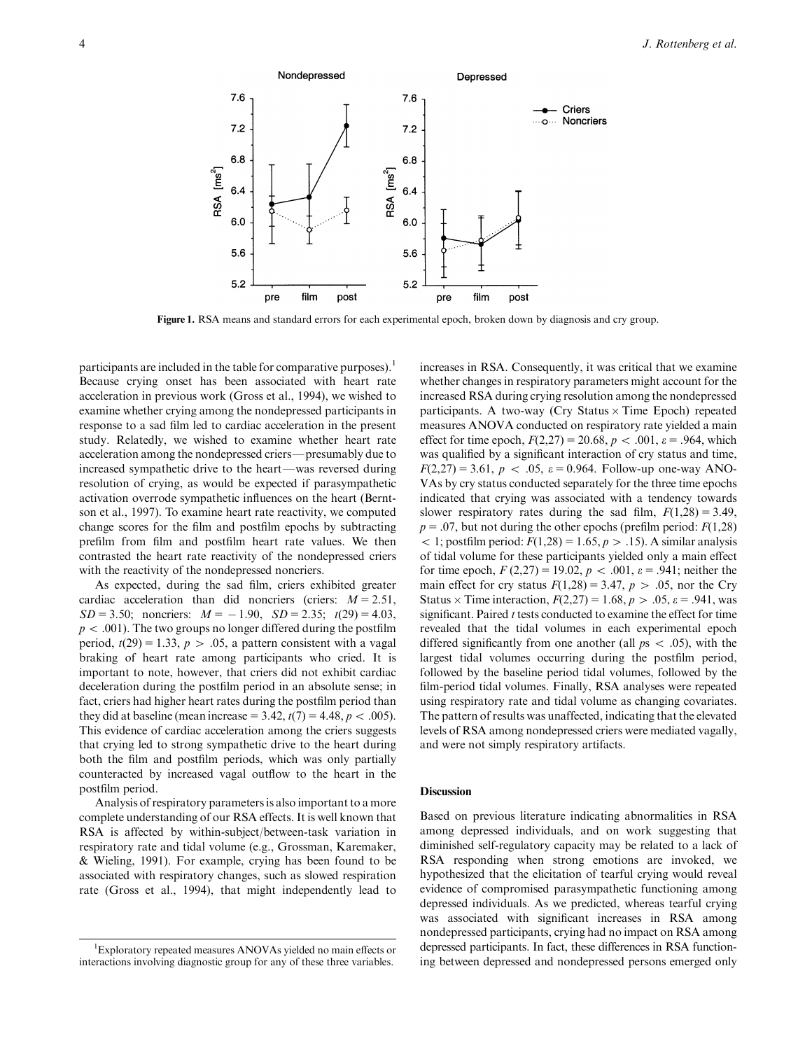Figure 1. RSA means and standard errors for each experimental epoch, broken down by diagnosis and cry group.

participants are included in the table for comparative purposes).[1] Because crying onset has been associated with heart rate acceleration in previous work (Gross et al., 1994), we wished to examine whether crying among the nondepressed participants in response to a sad film led to cardiac acceleration in the present study. Relatedly, we wished to examine whether heart rate acceleration among the nondepressed criers—presumably due to increased sympathetic drive to the heart—was reversed during resolution of crying, as would be expected if parasympathetic activation overrode sympathetic influences on the heart (Berntson et al., 1997). To examine heart rate reactivity, we computed change scores for the film and postfilm epochs by subtracting prefilm from film and postfilm heart rate values. We then contrasted the heart rate reactivity of the nondepressed criers with the reactivity of the nondepressed noncriers.

As expected, during the sad film, criers exhibited greater cardiac acceleration than did noncriers (criers: $M = 2.51$, $SD = 3.50$; noncriers: $M = -1.90$, $SD = 2.35$; $t(29) = 4.03$, $p < .001$). The two groups no longer differed during the postfilm period, $t(29) = 1.33$, $p > .05$, a pattern consistent with a vagal braking of heart rate among participants who cried. It is important to note, however, that criers did not exhibit cardiac deceleration during the postfilm period in an absolute sense; in fact, criers had higher heart rates during the postfilm period than they did at baseline (mean increase = 3.42, $t(7) = 4.48$, $p < .005$). This evidence of cardiac acceleration among the criers suggests that crying led to strong sympathetic drive to the heart during both the film and postfilm periods, which was only partially counteracted by increased vagal outflow to the heart in the postfilm period.

Analysis of respiratory parameters is also important to a more complete understanding of our RSA effects. It is well known that RSA is affected by within-subject/between-task variation in respiratory rate and tidal volume (e.g., Grossman, Karemaker, & Wieling, 1991). For example, crying has been found to be associated with respiratory changes, such as slowed respiration rate (Gross et al., 1994), that might independently lead to increases in RSA. Consequently, it was critical that we examine whether changes in respiratory parameters might account for the increased RSA during crying resolution among the nondepressed participants. A two-way (Cry Status × Time Epoch) repeated measures ANOVA conducted on respiratory rate yielded a main effect for time epoch, $F(2,27) = 20.68$, $p < .001$, $\varepsilon = .964$, which was qualified by a significant interaction of cry status and time, $F(2,27) = 3.61$, $p < .05$, $\varepsilon = 0.964$. Follow-up one-way ANOVAs by cry status conducted separately for the three time epochs indicated that crying was associated with a tendency towards slower respiratory rates during the sad film, $F(1,28) = 3.49$, $p = .07$, but not during the other epochs (prefilm period: $F(1,28) < 1$; postfilm period: $F(1,28) = 1.65$, $p > .15$). A similar analysis of tidal volume for these participants yielded only a main effect for time epoch, $F(2,27) = 19.02$, $p < .001$, $\varepsilon = .941$; neither the main effect for cry status $F(1,28) = 3.47$, $p > .05$, nor the Cry Status × Time interaction, $F(2,27) = 1.68$, $p > .05$, $\varepsilon = .941$, was significant. Paired $t$ tests conducted to examine the effect for time revealed that the tidal volumes in each experimental epoch differed significantly from one another (all $p$s $< .05$), with the largest tidal volumes occurring during the postfilm period, followed by the baseline period tidal volumes, followed by the film-period tidal volumes. Finally, RSA analyses were repeated using respiratory rate and tidal volume as changing covariates. The pattern of results was unaffected, indicating that the elevated levels of RSA among nondepressed criers were mediated vagally, and were not simply respiratory artifacts.

## Discussion

Based on previous literature indicating abnormalities in RSA among depressed individuals, and on work suggesting that diminished self-regulatory capacity may be related to a lack of RSA responding when strong emotions are invoked, we hypothesized that the elicitation of tearful crying would reveal evidence of compromised parasympathetic functioning among depressed individuals. As we predicted, whereas tearful crying was associated with significant increases in RSA among nondepressed participants, crying had no impact on RSA among depressed participants. In fact, these differences in RSA functioning between depressed and nondepressed persons emerged only

[1] Exploratory repeated measures ANOVAs yielded no main effects or interactions involving diagnostic group for any of these three variables.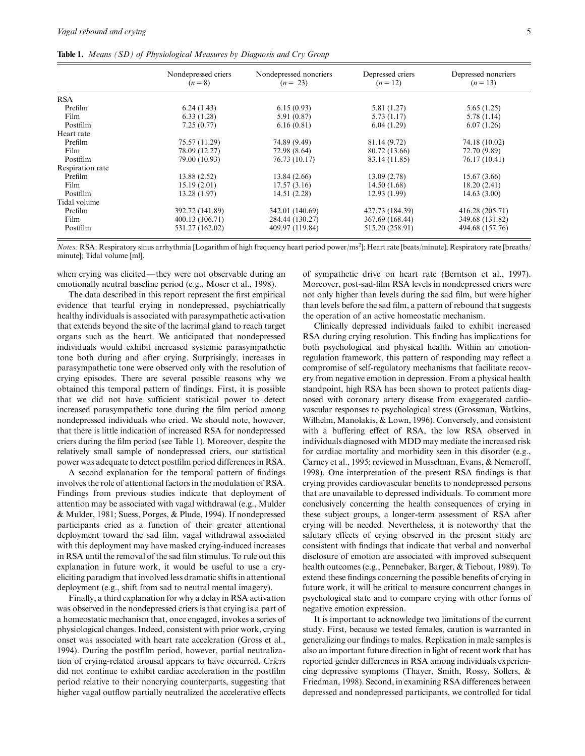**Table 1.** *Means (SD) of Physiological Measures by Diagnosis and Cry Group*

| | Nondepressed criers ($n = 8$) | Nondepressed noncriers ($n = 23$) | Depressed criers ($n = 12$) | Depressed noncriers ($n = 13$) |
|---|---|---|---|---|
| RSA | | | | |
| Prefilm | 6.24 (1.43) | 6.15 (0.93) | 5.81 (1.27) | 5.65 (1.25) |
| Film | 6.33 (1.28) | 5.91 (0.87) | 5.73 (1.17) | 5.78 (1.14) |
| Postfilm | 7.25 (0.77) | 6.16 (0.81) | 6.04 (1.29) | 6.07 (1.26) |
| Heart rate | | | | |
| Prefilm | 75.57 (11.29) | 74.89 (9.49) | 81.14 (9.72) | 74.18 (10.02) |
| Film | 78.09 (12.27) | 72.98 (8.64) | 80.72 (13.66) | 72.70 (9.89) |
| Postfilm | 79.00 (10.93) | 76.73 (10.17) | 83.14 (11.85) | 76.17 (10.41) |
| Respiration rate | | | | |
| Prefilm | 13.88 (2.52) | 13.84 (2.66) | 13.09 (2.78) | 15.67 (3.66) |
| Film | 15.19 (2.01) | 17.57 (3.16) | 14.50 (1.68) | 18.20 (2.41) |
| Postfilm | 13.28 (1.97) | 14.51 (2.28) | 12.93 (1.99) | 14.63 (3.00) |
| Tidal volume | | | | |
| Prefilm | 392.72 (141.89) | 342.01 (140.69) | 427.73 (184.39) | 416.28 (205.71) |
| Film | 400.13 (106.71) | 284.44 (130.27) | 367.69 (168.44) | 349.68 (131.82) |
| Postfilm | 531.27 (162.02) | 409.97 (119.84) | 515.20 (258.91) | 494.68 (157.76) |

*Notes:* RSA: Respiratory sinus arrhythmia [Logarithm of high frequency heart period power/$ms^2$]; Heart rate [beats/minute]; Respiratory rate [breaths/minute]; Tidal volume [ml].

when crying was elicited—they were not observable during an emotionally neutral baseline period (e.g., Moser et al., 1998).

The data described in this report represent the first empirical evidence that tearful crying in nondepressed, psychiatrically healthy individuals is associated with parasympathetic activation that extends beyond the site of the lacrimal gland to reach target organs such as the heart. We anticipated that nondepressed individuals would exhibit increased systemic parasympathetic tone both during and after crying. Surprisingly, increases in parasympathetic tone were observed only with the resolution of crying episodes. There are several possible reasons why we obtained this temporal pattern of findings. First, it is possible that we did not have sufficient statistical power to detect increased parasympathetic tone during the film period among nondepressed individuals who cried. We should note, however, that there is little indication of increased RSA for nondepressed criers during the film period (see Table 1). Moreover, despite the relatively small sample of nondepressed criers, our statistical power was adequate to detect postfilm period differences in RSA.

A second explanation for the temporal pattern of findings involves the role of attentional factors in the modulation of RSA. Findings from previous studies indicate that deployment of attention may be associated with vagal withdrawal (e.g., Mulder & Mulder, 1981; Suess, Porges, & Plude, 1994). If nondepressed participants cried as a function of their greater attentional deployment toward the sad film, vagal withdrawal associated with this deployment may have masked crying-induced increases in RSA until the removal of the sad film stimulus. To rule out this explanation in future work, it would be useful to use a cry-eliciting paradigm that involved less dramatic shifts in attentional deployment (e.g., shift from sad to neutral mental imagery).

Finally, a third explanation for why a delay in RSA activation was observed in the nondepressed criers is that crying is a part of a homeostatic mechanism that, once engaged, invokes a series of physiological changes. Indeed, consistent with prior work, crying onset was associated with heart rate acceleration (Gross et al., 1994). During the postfilm period, however, partial neutralization of crying-related arousal appears to have occurred. Criers did not continue to exhibit cardiac acceleration in the postfilm period relative to their noncrying counterparts, suggesting that higher vagal outflow partially neutralized the accelerative effects of sympathetic drive on heart rate (Berntson et al., 1997). Moreover, post-sad-film RSA levels in nondepressed criers were not only higher than levels during the sad film, but were higher than levels before the sad film, a pattern of rebound that suggests the operation of an active homeostatic mechanism.

Clinically depressed individuals failed to exhibit increased RSA during crying resolution. This finding has implications for both psychological and physical health. Within an emotion-regulation framework, this pattern of responding may reflect a compromise of self-regulatory mechanisms that facilitate recovery from negative emotion in depression. From a physical health standpoint, high RSA has been shown to protect patients diagnosed with coronary artery disease from exaggerated cardiovascular responses to psychological stress (Grossman, Watkins, Wilhelm, Manolakis, & Lown, 1996). Conversely, and consistent with a buffering effect of RSA, the low RSA observed in individuals diagnosed with MDD may mediate the increased risk for cardiac mortality and morbidity seen in this disorder (e.g., Carney et al., 1995; reviewed in Musselman, Evans, & Nemeroff, 1998). One interpretation of the present RSA findings is that crying provides cardiovascular benefits to nondepressed persons that are unavailable to depressed individuals. To comment more conclusively concerning the health consequences of crying in these subject groups, a longer-term assessment of RSA after crying will be needed. Nevertheless, it is noteworthy that the salutary effects of crying observed in the present study are consistent with findings that indicate that verbal and nonverbal disclosure of emotion are associated with improved subsequent health outcomes (e.g., Pennebaker, Barger, & Tiebout, 1989). To extend these findings concerning the possible benefits of crying in future work, it will be critical to measure concurrent changes in psychological state and to compare crying with other forms of negative emotion expression.

It is important to acknowledge two limitations of the current study. First, because we tested females, caution is warranted in generalizing our findings to males. Replication in male samples is also an important future direction in light of recent work that has reported gender differences in RSA among individuals experiencing depressive symptoms (Thayer, Smith, Rossy, Sollers, & Friedman, 1998). Second, in examining RSA differences between depressed and nondepressed participants, we controlled for tidal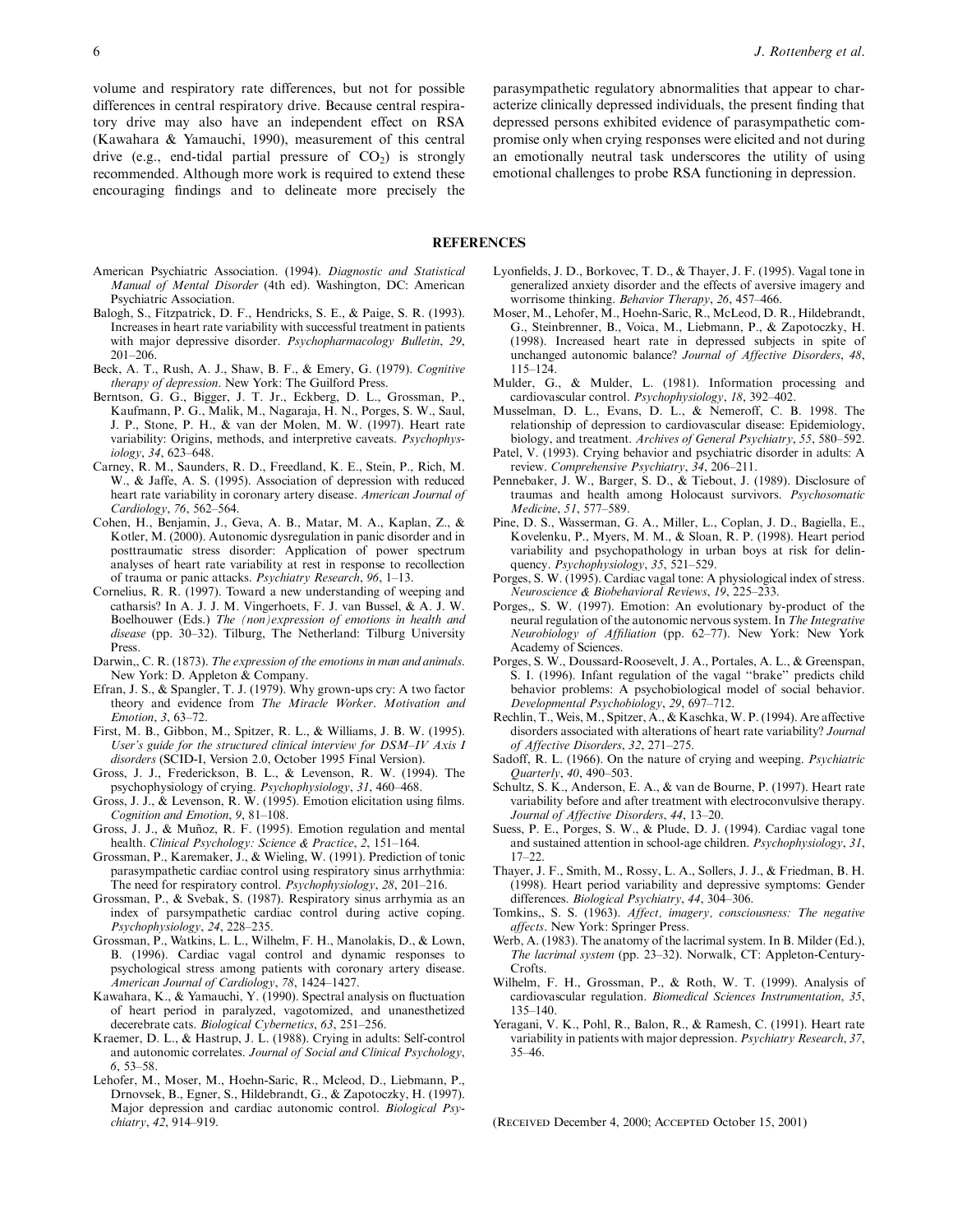volume and respiratory rate differences, but not for possible differences in central respiratory drive. Because central respiratory drive may also have an independent effect on RSA (Kawahara & Yamauchi, 1990), measurement of this central drive (e.g., end-tidal partial pressure of $CO_2$) is strongly recommended. Although more work is required to extend these encouraging findings and to delineate more precisely the parasympathetic regulatory abnormalities that appear to characterize clinically depressed individuals, the present finding that depressed persons exhibited evidence of parasympathetic compromise only when crying responses were elicited and not during an emotionally neutral task underscores the utility of using emotional challenges to probe RSA functioning in depression.

## REFERENCES

American Psychiatric Association. (1994). *Diagnostic and Statistical Manual of Mental Disorder* (4th ed). Washington, DC: American Psychiatric Association.

Balogh, S., Fitzpatrick, D. F., Hendricks, S. E., & Paige, S. R. (1993). Increases in heart rate variability with successful treatment in patients with major depressive disorder. *Psychopharmacology Bulletin*, *29*, 201–206.

Beck, A. T., Rush, A. J., Shaw, B. F., & Emery, G. (1979). *Cognitive therapy of depression*. New York: The Guilford Press.

Berntson, G. G., Bigger, J. T. Jr., Eckberg, D. L., Grossman, P., Kaufmann, P. G., Malik, M., Nagaraja, H. N., Porges, S. W., Saul, J. P., Stone, P. H., & van der Molen, M. W. (1997). Heart rate variability: Origins, methods, and interpretive caveats. *Psychophysiology*, *34*, 623–648.

Carney, R. M., Saunders, R. D., Freedland, K. E., Stein, P., Rich, M. W., & Jaffe, A. S. (1995). Association of depression with reduced heart rate variability in coronary artery disease. *American Journal of Cardiology*, *76*, 562–564.

Cohen, H., Benjamin, J., Geva, A. B., Matar, M. A., Kaplan, Z., & Kotler, M. (2000). Autonomic dysregulation in panic disorder and in posttraumatic stress disorder: Application of power spectrum analyses of heart rate variability at rest in response to recollection of trauma or panic attacks. *Psychiatry Research*, *96*, 1–13.

Cornelius, R. R. (1997). Toward a new understanding of weeping and catharsis? In A. J. J. M. Vingerhoets, F. J. van Bussel, & A. J. W. Boelhouwer (Eds.) *The (non)expression of emotions in health and disease* (pp. 30–32). Tilburg, The Netherland: Tilburg University Press.

Darwin,, C. R. (1873). *The expression of the emotions in man and animals*. New York: D. Appleton & Company.

Efran, J. S., & Spangler, T. J. (1979). Why grown-ups cry: A two factor theory and evidence from *The Miracle Worker*. *Motivation and Emotion*, *3*, 63–72.

First, M. B., Gibbon, M., Spitzer, R. L., & Williams, J. B. W. (1995). *User's guide for the structured clinical interview for DSM–IV Axis I disorders* (SCID-I, Version 2.0, October 1995 Final Version).

Gross, J. J., Frederickson, B. L., & Levenson, R. W. (1994). The psychophysiology of crying. *Psychophysiology*, *31*, 460–468.

Gross, J. J., & Levenson, R. W. (1995). Emotion elicitation using films. *Cognition and Emotion*, *9*, 81–108.

Gross, J. J., & Muñoz, R. F. (1995). Emotion regulation and mental health. *Clinical Psychology: Science & Practice*, *2*, 151–164.

Grossman, P., Karemaker, J., & Wieling, W. (1991). Prediction of tonic parasympathetic cardiac control using respiratory sinus arrhythmia: The need for respiratory control. *Psychophysiology*, *28*, 201–216.

Grossman, P., & Svebak, S. (1987). Respiratory sinus arrhymia as an index of parsympathetic cardiac control during active coping. *Psychophysiology*, *24*, 228–235.

Grossman, P., Watkins, L. L., Wilhelm, F. H., Manolakis, D., & Lown, B. (1996). Cardiac vagal control and dynamic responses to psychological stress among patients with coronary artery disease. *American Journal of Cardiology*, *78*, 1424–1427.

Kawahara, K., & Yamauchi, Y. (1990). Spectral analysis on fluctuation of heart period in paralyzed, vagotomized, and unanesthetized decerebrate cats. *Biological Cybernetics*, *63*, 251–256.

Kraemer, D. L., & Hastrup, J. L. (1988). Crying in adults: Self-control and autonomic correlates. *Journal of Social and Clinical Psychology*, *6*, 53–58.

Lehofer, M., Moser, M., Hoehn-Saric, R., Mcleod, D., Liebmann, P., Drnovsek, B., Egner, S., Hildebrandt, G., & Zapotoczky, H. (1997). Major depression and cardiac autonomic control. *Biological Psychiatry*, *42*, 914–919.

Lyonfields, J. D., Borkovec, T. D., & Thayer, J. F. (1995). Vagal tone in generalized anxiety disorder and the effects of aversive imagery and worrisome thinking. *Behavior Therapy*, *26*, 457–466.

Moser, M., Lehofer, M., Hoehn-Saric, R., McLeod, D. R., Hildebrandt, G., Steinbrenner, B., Voica, M., Liebmann, P., & Zapotoczky, H. (1998). Increased heart rate in depressed subjects in spite of unchanged autonomic balance? *Journal of Affective Disorders*, *48*, 115–124.

Mulder, G., & Mulder, L. (1981). Information processing and cardiovascular control. *Psychophysiology*, *18*, 392–402.

Musselman, D. L., Evans, D. L., & Nemeroff, C. B. 1998. The relationship of depression to cardiovascular disease: Epidemiology, biology, and treatment. *Archives of General Psychiatry*, *55*, 580–592.

Patel, V. (1993). Crying behavior and psychiatric disorder in adults: A review. *Comprehensive Psychiatry*, *34*, 206–211.

Pennebaker, J. W., Barger, S. D., & Tiebout, J. (1989). Disclosure of traumas and health among Holocaust survivors. *Psychosomatic Medicine*, *51*, 577–589.

Pine, D. S., Wasserman, G. A., Miller, L., Coplan, J. D., Bagiella, E., Kovelenku, P., Myers, M. M., & Sloan, R. P. (1998). Heart period variability and psychopathology in urban boys at risk for delinquency. *Psychophysiology*, *35*, 521–529.

Porges, S. W. (1995). Cardiac vagal tone: A physiological index of stress. *Neuroscience & Biobehavioral Reviews*, *19*, 225–233.

Porges,, S. W. (1997). Emotion: An evolutionary by-product of the neural regulation of the autonomic nervous system. In *The Integrative Neurobiology of Affiliation* (pp. 62–77). New York: New York Academy of Sciences.

Porges, S. W., Doussard-Roosevelt, J. A., Portales, A. L., & Greenspan, S. I. (1996). Infant regulation of the vagal "brake" predicts child behavior problems: A psychobiological model of social behavior. *Developmental Psychobiology*, *29*, 697–712.

Rechlin, T., Weis, M., Spitzer, A., & Kaschka, W. P. (1994). Are affective disorders associated with alterations of heart rate variability? *Journal of Affective Disorders*, *32*, 271–275.

Sadoff, R. L. (1966). On the nature of crying and weeping. *Psychiatric Quarterly*, *40*, 490–503.

Schultz, S. K., Anderson, E. A., & van de Bourne, P. (1997). Heart rate variability before and after treatment with electroconvulsive therapy. *Journal of Affective Disorders*, *44*, 13–20.

Suess, P. E., Porges, S. W., & Plude, D. J. (1994). Cardiac vagal tone and sustained attention in school-age children. *Psychophysiology*, *31*, 17–22.

Thayer, J. F., Smith, M., Rossy, L. A., Sollers, J. J., & Friedman, B. H. (1998). Heart period variability and depressive symptoms: Gender differences. *Biological Psychiatry*, *44*, 304–306.

Tomkins,, S. S. (1963). *Affect, imagery, consciousness: The negative affects*. New York: Springer Press.

Werb, A. (1983). The anatomy of the lacrimal system. In B. Milder (Ed.), *The lacrimal system* (pp. 23–32). Norwalk, CT: Appleton-Century-Crofts.

Wilhelm, F. H., Grossman, P., & Roth, W. T. (1999). Analysis of cardiovascular regulation. *Biomedical Sciences Instrumentation*, *35*, 135–140.

Yeragani, V. K., Pohl, R., Balon, R., & Ramesh, C. (1991). Heart rate variability in patients with major depression. *Psychiatry Research*, *37*, 35–46.

(Received December 4, 2000; Accepted October 15, 2001)